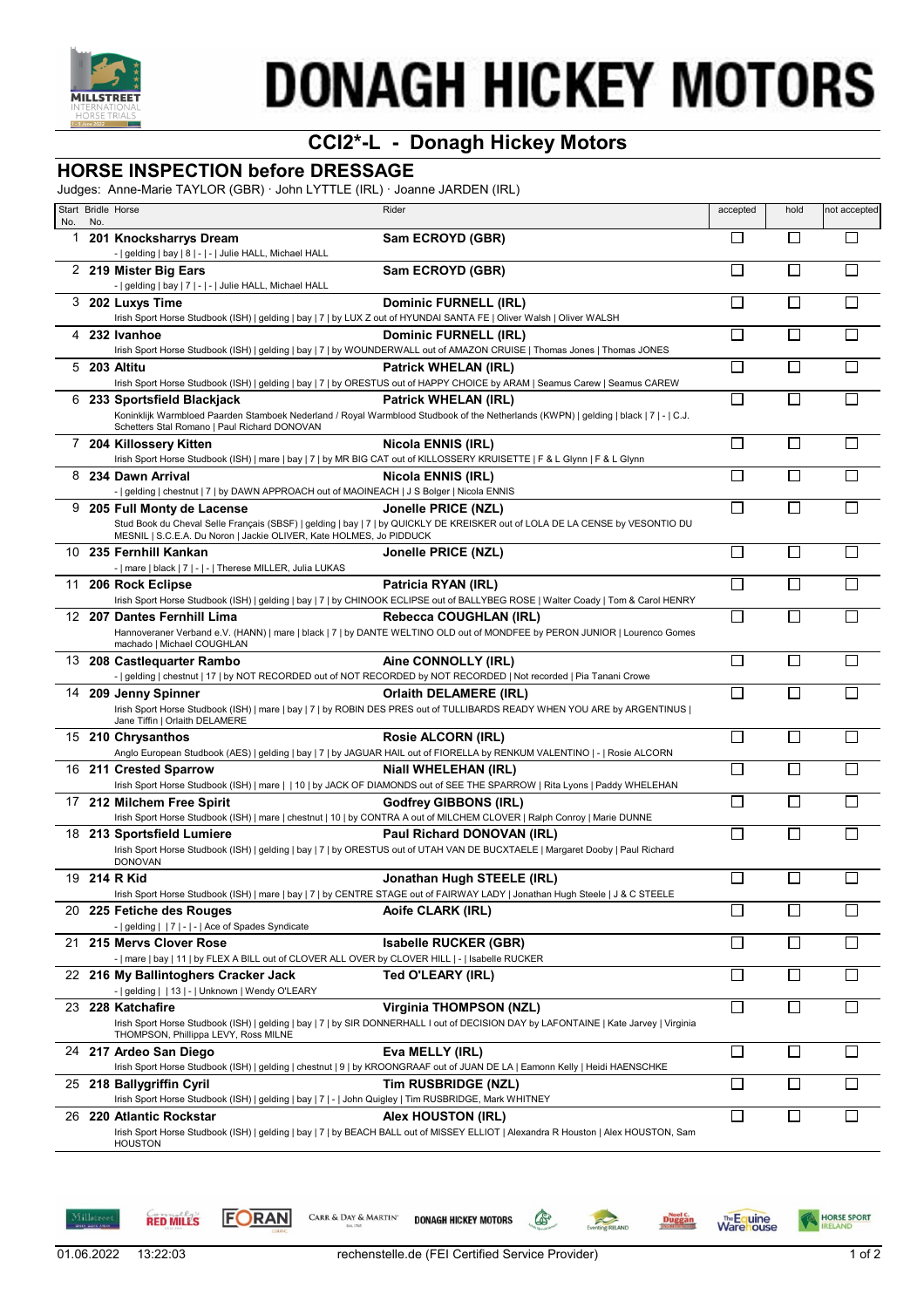# DONAGH HICKEY MOTORS

## CCI2*-L - Donagh Hickey Motors

### HORSE INSPECTION before DRESSAGE

Judges: Anne-Marie TAYLOR (GBR) · John LYTTLE (IRL) · Joanne JARDEN (IRL)

| Start No. | Bridle No. | Horse | Rider | accepted | hold | not accepted |
|---|---|---|---|---|---|---|
| 1 | 201 | **Knocksharrys Dream**<br>- \| gelding \| bay \| 8 \| - \| - \| Julie HALL, Michael HALL | **Sam ECROYD (GBR)** | ☐ | ☐ | ☐ |
| 2 | 219 | **Mister Big Ears**<br>- \| gelding \| bay \| 7 \| - \| - \| Julie HALL, Michael HALL | **Sam ECROYD (GBR)** | ☐ | ☐ | ☐ |
| 3 | 202 | **Luxys Time**<br>Irish Sport Horse Studbook (ISH) \| gelding \| bay \| 7 \| by LUX Z out of HYUNDAI SANTA FE \| Oliver Walsh \| Oliver WALSH | **Dominic FURNELL (IRL)** | ☐ | ☐ | ☐ |
| 4 | 232 | **Ivanhoe**<br>Irish Sport Horse Studbook (ISH) \| gelding \| bay \| 7 \| by WOUNDERWALL out of AMAZON CRUISE \| Thomas Jones \| Thomas JONES | **Dominic FURNELL (IRL)** | ☐ | ☐ | ☐ |
| 5 | 203 | **Altitu**<br>Irish Sport Horse Studbook (ISH) \| gelding \| bay \| 7 \| by ORESTUS out of HAPPY CHOICE by ARAM \| Seamus Carew \| Seamus CAREW | **Patrick WHELAN (IRL)** | ☐ | ☐ | ☐ |
| 6 | 233 | **Sportsfield Blackjack**<br>Koninklijk Warmbloed Paarden Stamboek Nederland / Royal Warmblood Studbook of the Netherlands (KWPN) \| gelding \| black \| 7 \| - \| C.J. Schetters Stal Romano \| Paul Richard DONOVAN | **Patrick WHELAN (IRL)** | ☐ | ☐ | ☐ |
| 7 | 204 | **Killossery Kitten**<br>Irish Sport Horse Studbook (ISH) \| mare \| bay \| 7 \| by MR BIG CAT out of KILLOSSERY KRUISETTE \| F & L Glynn \| F & L Glynn | **Nicola ENNIS (IRL)** | ☐ | ☐ | ☐ |
| 8 | 234 | **Dawn Arrival**<br>- \| gelding \| chestnut \| 7 \| by DAWN APPROACH out of MAOINEACH \| J S Bolger \| Nicola ENNIS | **Nicola ENNIS (IRL)** | ☐ | ☐ | ☐ |
| 9 | 205 | **Full Monty de Lacense**<br>Stud Book du Cheval Selle Français (SBSF) \| gelding \| bay \| 7 \| by QUICKLY DE KREISKER out of LOLA DE LA CENSE by VESONTIO DU MESNIL \| S.C.E.A. Du Noron \| Jackie OLIVER, Kate HOLMES, Jo PIDDUCK | **Jonelle PRICE (NZL)** | ☐ | ☐ | ☐ |
| 10 | 235 | **Fernhill Kankan**<br>- \| mare \| black \| 7 \| - \| - \| Therese MILLER, Julia LUKAS | **Jonelle PRICE (NZL)** | ☐ | ☐ | ☐ |
| 11 | 206 | **Rock Eclipse**<br>Irish Sport Horse Studbook (ISH) \| gelding \| bay \| 7 \| by CHINOOK ECLIPSE out of BALLYBEG ROSE \| Walter Coady \| Tom & Carol HENRY | **Patricia RYAN (IRL)** | ☐ | ☐ | ☐ |
| 12 | 207 | **Dantes Fernhill Lima**<br>Hannoveraner Verband e.V. (HANN) \| mare \| black \| 7 \| by DANTE WELTINO OLD out of MONDFEE by PERON JUNIOR \| Lourenco Gomes machado \| Michael COUGHLAN | **Rebecca COUGHLAN (IRL)** | ☐ | ☐ | ☐ |
| 13 | 208 | **Castlequarter Rambo**<br>- \| gelding \| chestnut \| 17 \| by NOT RECORDED out of NOT RECORDED by NOT RECORDED \| Not recorded \| Pia Tanani Crowe | **Aine CONNOLLY (IRL)** | ☐ | ☐ | ☐ |
| 14 | 209 | **Jenny Spinner**<br>Irish Sport Horse Studbook (ISH) \| mare \| bay \| 7 \| by ROBIN DES PRES out of TULLIBARDS READY WHEN YOU ARE by ARGENTINUS \| Jane Tiffin \| Orlaith DELAMERE | **Orlaith DELAMERE (IRL)** | ☐ | ☐ | ☐ |
| 15 | 210 | **Chrysanthos**<br>Anglo European Studbook (AES) \| gelding \| bay \| 7 \| by JAGUAR HAIL out of FIORELLA by RENKUM VALENTINO \| - \| Rosie ALCORN | **Rosie ALCORN (IRL)** | ☐ | ☐ | ☐ |
| 16 | 211 | **Crested Sparrow**<br>Irish Sport Horse Studbook (ISH) \| mare \| \| 10 \| by JACK OF DIAMONDS out of SEE THE SPARROW \| Rita Lyons \| Paddy WHELEHAN | **Niall WHELEHAN (IRL)** | ☐ | ☐ | ☐ |
| 17 | 212 | **Milchem Free Spirit**<br>Irish Sport Horse Studbook (ISH) \| mare \| chestnut \| 10 \| by CONTRA A out of MILCHEM CLOVER \| Ralph Conroy \| Marie DUNNE | **Godfrey GIBBONS (IRL)** | ☐ | ☐ | ☐ |
| 18 | 213 | **Sportsfield Lumiere**<br>Irish Sport Horse Studbook (ISH) \| gelding \| bay \| 7 \| by ORESTUS out of UTAH VAN DE BUCXTAELE \| Margaret Dooby \| Paul Richard DONOVAN | **Paul Richard DONOVAN (IRL)** | ☐ | ☐ | ☐ |
| 19 | 214 | **R Kid**<br>Irish Sport Horse Studbook (ISH) \| mare \| bay \| 7 \| by CENTRE STAGE out of FAIRWAY LADY \| Jonathan Hugh Steele \| J & C STEELE | **Jonathan Hugh STEELE (IRL)** | ☐ | ☐ | ☐ |
| 20 | 225 | **Fetiche des Rouges**<br>- \| gelding \| \| 7 \| - \| - \| Ace of Spades Syndicate | **Aoife CLARK (IRL)** | ☐ | ☐ | ☐ |
| 21 | 215 | **Mervs Clover Rose**<br>- \| mare \| bay \| 11 \| by FLEX A BILL out of CLOVER ALL OVER by CLOVER HILL \| - \| Isabelle RUCKER | **Isabelle RUCKER (GBR)** | ☐ | ☐ | ☐ |
| 22 | 216 | **My Ballintoghers Cracker Jack**<br>- \| gelding \| \| 13 \| - \| Unknown \| Wendy O'LEARY | **Ted O'LEARY (IRL)** | ☐ | ☐ | ☐ |
| 23 | 228 | **Katchafire**<br>Irish Sport Horse Studbook (ISH) \| gelding \| bay \| 7 \| by SIR DONNERHALL I out of DECISION DAY by LAFONTAINE \| Kate Jarvey \| Virginia THOMPSON, Phillippa LEVY, Ross MILNE | **Virginia THOMPSON (NZL)** | ☐ | ☐ | ☐ |
| 24 | 217 | **Ardeo San Diego**<br>Irish Sport Horse Studbook (ISH) \| gelding \| chestnut \| 9 \| by KROONGRAAF out of JUAN DE LA \| Eamonn Kelly \| Heidi HAENSCHKE | **Eva MELLY (IRL)** | ☐ | ☐ | ☐ |
| 25 | 218 | **Ballygriffin Cyril**<br>Irish Sport Horse Studbook (ISH) \| gelding \| bay \| 7 \| - \| John Quigley \| Tim RUSBRIDGE, Mark WHITNEY | **Tim RUSBRIDGE (NZL)** | ☐ | ☐ | ☐ |
| 26 | 220 | **Atlantic Rockstar**<br>Irish Sport Horse Studbook (ISH) \| gelding \| bay \| 7 \| by BEACH BALL out of MISSEY ELLIOT \| Alexandra R Houston \| Alex HOUSTON, Sam HOUSTON | **Alex HOUSTON (IRL)** | ☐ | ☐ | ☐ |

01.06.2022 13:22:03 rechenstelle.de (FEI Certified Service Provider)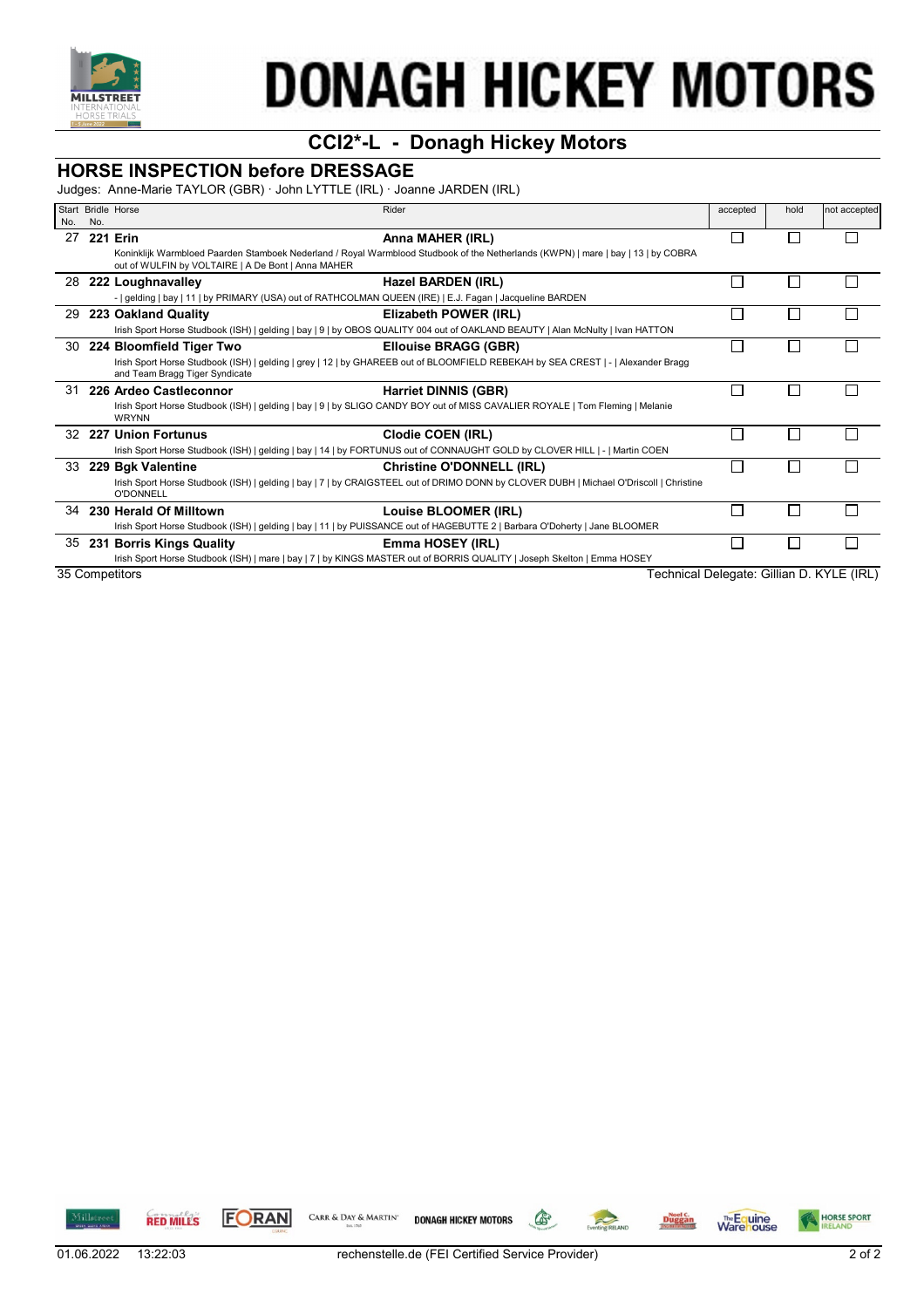# DONAGH HICKEY MOTORS

## CCI2*-L - Donagh Hickey Motors

## HORSE INSPECTION before DRESSAGE

Judges: Anne-Marie TAYLOR (GBR) · John LYTTLE (IRL) · Joanne JARDEN (IRL)

| Start No. | Bridle No. | Horse | Rider | accepted | hold | not accepted |
|---|---|---|---|---|---|---|
| 27 | 221 | **Erin**<br>Koninklijk Warmbloed Paarden Stamboek Nederland / Royal Warmblood Studbook of the Netherlands (KWPN) \| mare \| bay \| 13 \| by COBRA out of WULFIN by VOLTAIRE \| A De Bont \| Anna MAHER | **Anna MAHER (IRL)** | ☐ | ☐ | ☐ |
| 28 | 222 | **Loughnavalley**<br>- \| gelding \| bay \| 11 \| by PRIMARY (USA) out of RATHCOLMAN QUEEN (IRE) \| E.J. Fagan \| Jacqueline BARDEN | **Hazel BARDEN (IRL)** | ☐ | ☐ | ☐ |
| 29 | 223 | **Oakland Quality**<br>Irish Sport Horse Studbook (ISH) \| gelding \| bay \| 9 \| by OBOS QUALITY 004 out of OAKLAND BEAUTY \| Alan McNulty \| Ivan HATTON | **Elizabeth POWER (IRL)** | ☐ | ☐ | ☐ |
| 30 | 224 | **Bloomfield Tiger Two**<br>Irish Sport Horse Studbook (ISH) \| gelding \| grey \| 12 \| by GHAREEB out of BLOOMFIELD REBEKAH by SEA CREST \| - \| Alexander Bragg and Team Bragg Tiger Syndicate | **Ellouise BRAGG (GBR)** | ☐ | ☐ | ☐ |
| 31 | 226 | **Ardeo Castleconnor**<br>Irish Sport Horse Studbook (ISH) \| gelding \| bay \| 9 \| by SLIGO CANDY BOY out of MISS CAVALIER ROYALE \| Tom Fleming \| Melanie WRYNN | **Harriet DINNIS (GBR)** | ☐ | ☐ | ☐ |
| 32 | 227 | **Union Fortunus**<br>Irish Sport Horse Studbook (ISH) \| gelding \| bay \| 14 \| by FORTUNUS out of CONNAUGHT GOLD by CLOVER HILL \| - \| Martin COEN | **Clodie COEN (IRL)** | ☐ | ☐ | ☐ |
| 33 | 229 | **Bgk Valentine**<br>Irish Sport Horse Studbook (ISH) \| gelding \| bay \| 7 \| by CRAIGSTEEL out of DRIMO DONN by CLOVER DUBH \| Michael O'Driscoll \| Christine O'DONNELL | **Christine O'DONNELL (IRL)** | ☐ | ☐ | ☐ |
| 34 | 230 | **Herald Of Milltown**<br>Irish Sport Horse Studbook (ISH) \| gelding \| bay \| 11 \| by PUISSANCE out of HAGEBUTTE 2 \| Barbara O'Doherty \| Jane BLOOMER | **Louise BLOOMER (IRL)** | ☐ | ☐ | ☐ |
| 35 | 231 | **Borris Kings Quality**<br>Irish Sport Horse Studbook (ISH) \| mare \| bay \| 7 \| by KINGS MASTER out of BORRIS QUALITY \| Joseph Skelton \| Emma HOSEY | **Emma HOSEY (IRL)** | ☐ | ☐ | ☐ |

35 Competitors

Technical Delegate: Gillian D. KYLE (IRL)

01.06.2022 13:22:03 rechenstelle.de (FEI Certified Service Provider)